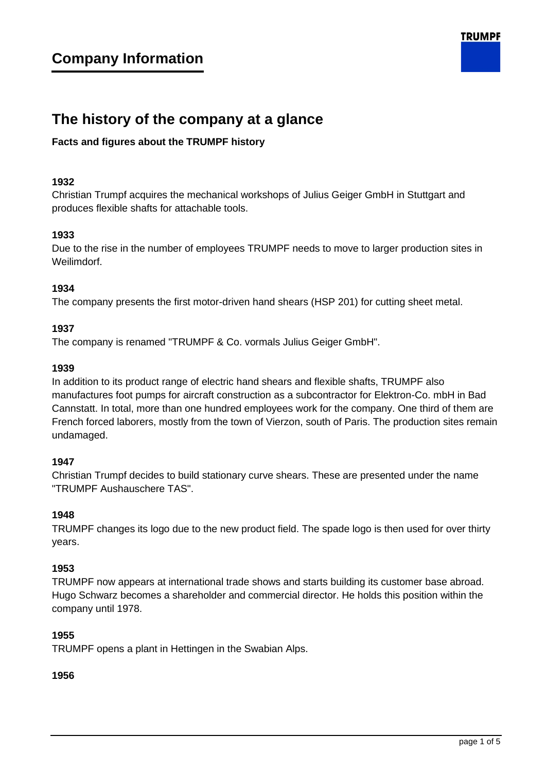# Company Information

## The history of the company at a glance

**Facts and figures about the TRUMPF history**

**1932**
Christian Trumpf acquires the mechanical workshops of Julius Geiger GmbH in Stuttgart and produces flexible shafts for attachable tools.

**1933**
Due to the rise in the number of employees TRUMPF needs to move to larger production sites in Weilimdorf.

**1934**
The company presents the first motor-driven hand shears (HSP 201) for cutting sheet metal.

**1937**
The company is renamed "TRUMPF & Co. vormals Julius Geiger GmbH".

**1939**
In addition to its product range of electric hand shears and flexible shafts, TRUMPF also manufactures foot pumps for aircraft construction as a subcontractor for Elektron-Co. mbH in Bad Cannstatt. In total, more than one hundred employees work for the company. One third of them are French forced laborers, mostly from the town of Vierzon, south of Paris. The production sites remain undamaged.

**1947**
Christian Trumpf decides to build stationary curve shears. These are presented under the name "TRUMPF Aushauschere TAS".

**1948**
TRUMPF changes its logo due to the new product field. The spade logo is then used for over thirty years.

**1953**
TRUMPF now appears at international trade shows and starts building its customer base abroad. Hugo Schwarz becomes a shareholder and commercial director. He holds this position within the company until 1978.

**1955**
TRUMPF opens a plant in Hettingen in the Swabian Alps.

**1956**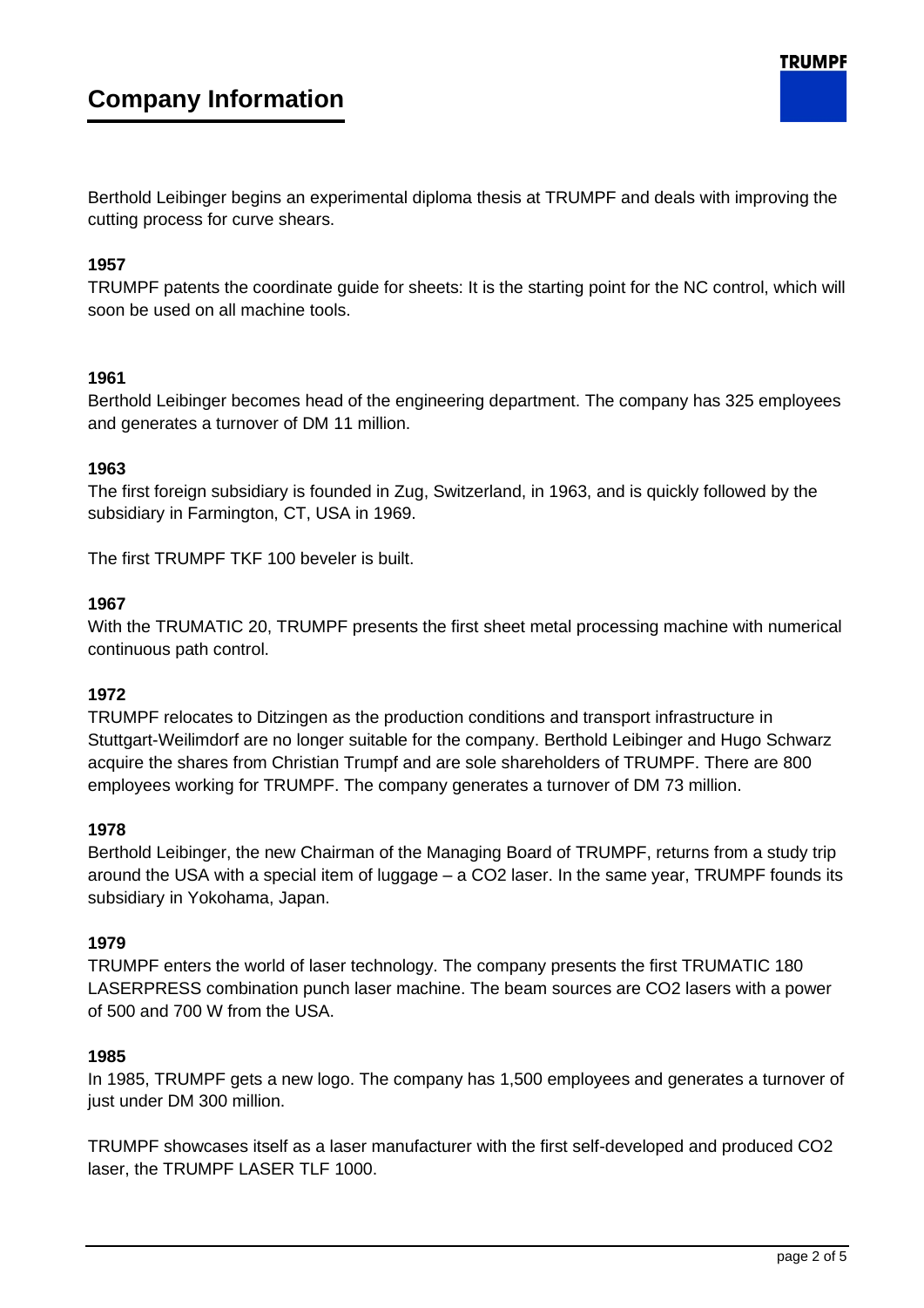# Company Information

Berthold Leibinger begins an experimental diploma thesis at TRUMPF and deals with improving the cutting process for curve shears.

**1957**

TRUMPF patents the coordinate guide for sheets: It is the starting point for the NC control, which will soon be used on all machine tools.

**1961**

Berthold Leibinger becomes head of the engineering department. The company has 325 employees and generates a turnover of DM 11 million.

**1963**

The first foreign subsidiary is founded in Zug, Switzerland, in 1963, and is quickly followed by the subsidiary in Farmington, CT, USA in 1969.

The first TRUMPF TKF 100 beveler is built.

**1967**

With the TRUMATIC 20, TRUMPF presents the first sheet metal processing machine with numerical continuous path control.

**1972**

TRUMPF relocates to Ditzingen as the production conditions and transport infrastructure in Stuttgart-Weilimdorf are no longer suitable for the company. Berthold Leibinger and Hugo Schwarz acquire the shares from Christian Trumpf and are sole shareholders of TRUMPF. There are 800 employees working for TRUMPF. The company generates a turnover of DM 73 million.

**1978**

Berthold Leibinger, the new Chairman of the Managing Board of TRUMPF, returns from a study trip around the USA with a special item of luggage – a $CO_2$ laser. In the same year, TRUMPF founds its subsidiary in Yokohama, Japan.

**1979**

TRUMPF enters the world of laser technology. The company presents the first TRUMATIC 180 LASERPRESS combination punch laser machine. The beam sources are $CO_2$ lasers with a power of 500 and 700 W from the USA.

**1985**

In 1985, TRUMPF gets a new logo. The company has 1,500 employees and generates a turnover of just under DM 300 million.

TRUMPF showcases itself as a laser manufacturer with the first self-developed and produced $CO_2$ laser, the TRUMPF LASER TLF 1000.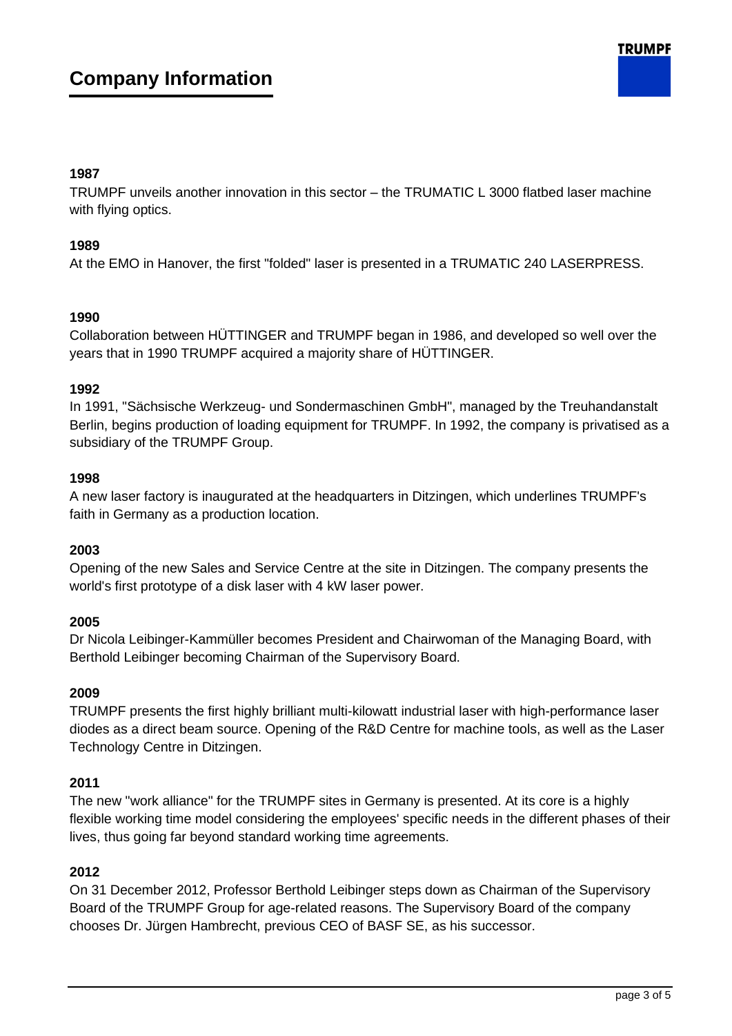# Company Information

**1987**

TRUMPF unveils another innovation in this sector – the TRUMATIC L 3000 flatbed laser machine with flying optics.

**1989**

At the EMO in Hanover, the first "folded" laser is presented in a TRUMATIC 240 LASERPRESS.

**1990**

Collaboration between HÜTTINGER and TRUMPF began in 1986, and developed so well over the years that in 1990 TRUMPF acquired a majority share of HÜTTINGER.

**1992**

In 1991, "Sächsische Werkzeug- und Sondermaschinen GmbH", managed by the Treuhandanstalt Berlin, begins production of loading equipment for TRUMPF. In 1992, the company is privatised as a subsidiary of the TRUMPF Group.

**1998**

A new laser factory is inaugurated at the headquarters in Ditzingen, which underlines TRUMPF's faith in Germany as a production location.

**2003**

Opening of the new Sales and Service Centre at the site in Ditzingen. The company presents the world's first prototype of a disk laser with 4 kW laser power.

**2005**

Dr Nicola Leibinger-Kammüller becomes President and Chairwoman of the Managing Board, with Berthold Leibinger becoming Chairman of the Supervisory Board.

**2009**

TRUMPF presents the first highly brilliant multi-kilowatt industrial laser with high-performance laser diodes as a direct beam source. Opening of the R&D Centre for machine tools, as well as the Laser Technology Centre in Ditzingen.

**2011**

The new "work alliance" for the TRUMPF sites in Germany is presented. At its core is a highly flexible working time model considering the employees' specific needs in the different phases of their lives, thus going far beyond standard working time agreements.

**2012**

On 31 December 2012, Professor Berthold Leibinger steps down as Chairman of the Supervisory Board of the TRUMPF Group for age-related reasons. The Supervisory Board of the company chooses Dr. Jürgen Hambrecht, previous CEO of BASF SE, as his successor.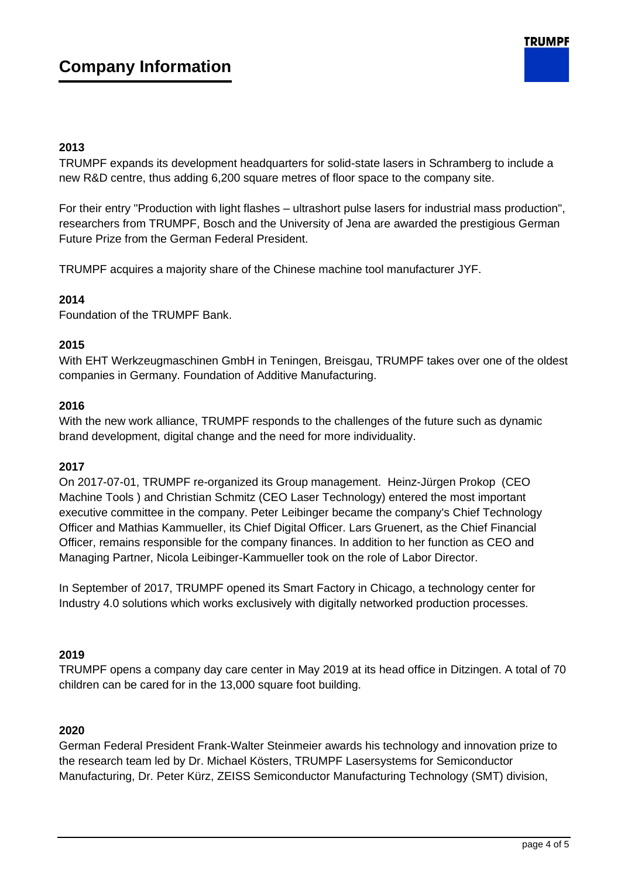# Company Information

**2013**
TRUMPF expands its development headquarters for solid-state lasers in Schramberg to include a new R&D centre, thus adding 6,200 square metres of floor space to the company site.

For their entry "Production with light flashes – ultrashort pulse lasers for industrial mass production", researchers from TRUMPF, Bosch and the University of Jena are awarded the prestigious German Future Prize from the German Federal President.

TRUMPF acquires a majority share of the Chinese machine tool manufacturer JYF.

**2014**
Foundation of the TRUMPF Bank.

**2015**
With EHT Werkzeugmaschinen GmbH in Teningen, Breisgau, TRUMPF takes over one of the oldest companies in Germany. Foundation of Additive Manufacturing.

**2016**
With the new work alliance, TRUMPF responds to the challenges of the future such as dynamic brand development, digital change and the need for more individuality.

**2017**
On 2017-07-01, TRUMPF re-organized its Group management. Heinz-Jürgen Prokop (CEO Machine Tools ) and Christian Schmitz (CEO Laser Technology) entered the most important executive committee in the company. Peter Leibinger became the company's Chief Technology Officer and Mathias Kammueller, its Chief Digital Officer. Lars Gruenert, as the Chief Financial Officer, remains responsible for the company finances. In addition to her function as CEO and Managing Partner, Nicola Leibinger-Kammueller took on the role of Labor Director.

In September of 2017, TRUMPF opened its Smart Factory in Chicago, a technology center for Industry 4.0 solutions which works exclusively with digitally networked production processes.

**2019**
TRUMPF opens a company day care center in May 2019 at its head office in Ditzingen. A total of 70 children can be cared for in the 13,000 square foot building.

**2020**
German Federal President Frank-Walter Steinmeier awards his technology and innovation prize to the research team led by Dr. Michael Kösters, TRUMPF Lasersystems for Semiconductor Manufacturing, Dr. Peter Kürz, ZEISS Semiconductor Manufacturing Technology (SMT) division,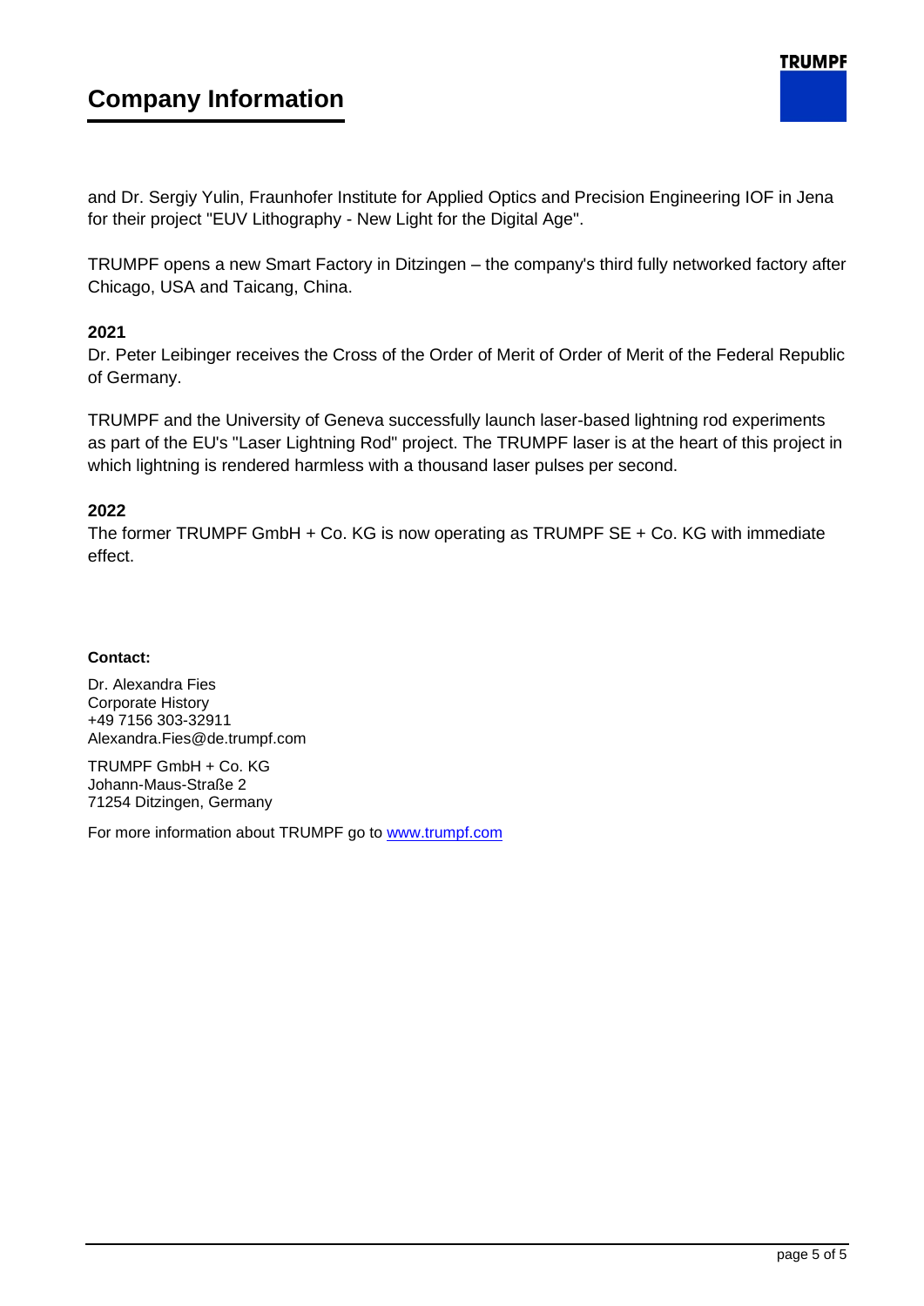and Dr. Sergiy Yulin, Fraunhofer Institute for Applied Optics and Precision Engineering IOF in Jena for their project "EUV Lithography - New Light for the Digital Age".

TRUMPF opens a new Smart Factory in Ditzingen – the company's third fully networked factory after Chicago, USA and Taicang, China.

**2021**

Dr. Peter Leibinger receives the Cross of the Order of Merit of Order of Merit of the Federal Republic of Germany.

TRUMPF and the University of Geneva successfully launch laser-based lightning rod experiments as part of the EU's "Laser Lightning Rod" project. The TRUMPF laser is at the heart of this project in which lightning is rendered harmless with a thousand laser pulses per second.

**2022**

The former TRUMPF GmbH + Co. KG is now operating as TRUMPF SE + Co. KG with immediate effect.

**Contact:**

Dr. Alexandra Fies
Corporate History
+49 7156 303-32911
Alexandra.Fies@de.trumpf.com

TRUMPF GmbH + Co. KG
Johann-Maus-Straße 2
71254 Ditzingen, Germany

For more information about TRUMPF go to [www.trumpf.com](http://www.trumpf.com)